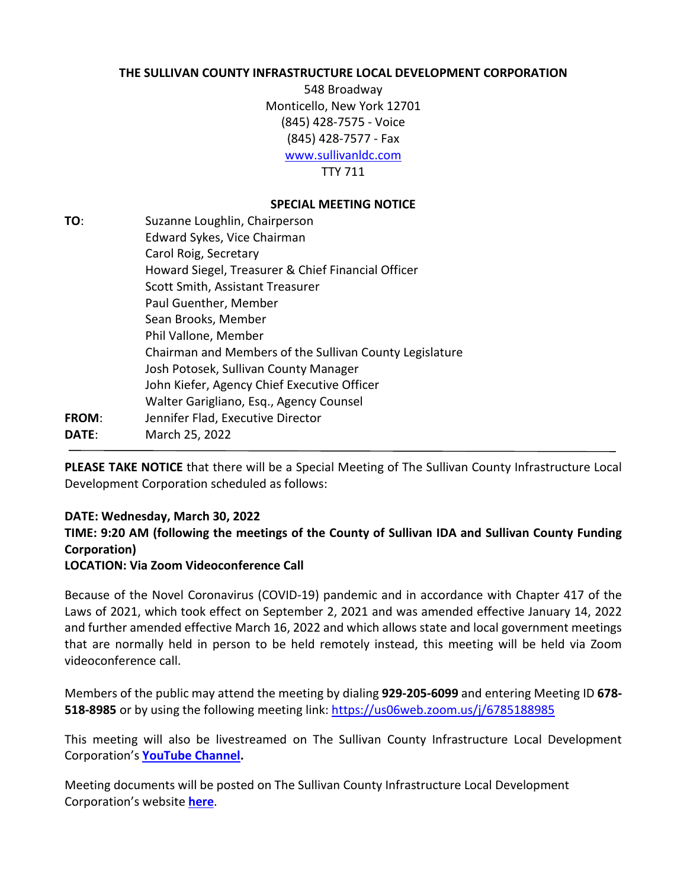**THE SULLIVAN COUNTY INFRASTRUCTURE LOCAL DEVELOPMENT CORPORATION**

548 Broadway
Monticello, New York 12701
(845) 428-7575 - Voice
(845) 428-7577 - Fax
www.sullivanldc.com
TTY 711

**SPECIAL MEETING NOTICE**

**TO**: Suzanne Loughlin, Chairperson
Edward Sykes, Vice Chairman
Carol Roig, Secretary
Howard Siegel, Treasurer & Chief Financial Officer
Scott Smith, Assistant Treasurer
Paul Guenther, Member
Sean Brooks, Member
Phil Vallone, Member
Chairman and Members of the Sullivan County Legislature
Josh Potosek, Sullivan County Manager
John Kiefer, Agency Chief Executive Officer
Walter Garigliano, Esq., Agency Counsel

**FROM**: Jennifer Flad, Executive Director

**DATE**: March 25, 2022

---

**PLEASE TAKE NOTICE** that there will be a Special Meeting of The Sullivan County Infrastructure Local Development Corporation scheduled as follows:

**DATE: Wednesday, March 30, 2022**
**TIME: 9:20 AM (following the meetings of the County of Sullivan IDA and Sullivan County Funding Corporation)**
**LOCATION: Via Zoom Videoconference Call**

Because of the Novel Coronavirus (COVID-19) pandemic and in accordance with Chapter 417 of the Laws of 2021, which took effect on September 2, 2021 and was amended effective January 14, 2022 and further amended effective March 16, 2022 and which allows state and local government meetings that are normally held in person to be held remotely instead, this meeting will be held via Zoom videoconference call.

Members of the public may attend the meeting by dialing **929-205-6099** and entering Meeting ID **678-518-8985** or by using the following meeting link: https://us06web.zoom.us/j/6785188985

This meeting will also be livestreamed on The Sullivan County Infrastructure Local Development Corporation's **YouTube Channel.**

Meeting documents will be posted on The Sullivan County Infrastructure Local Development Corporation's website **here**.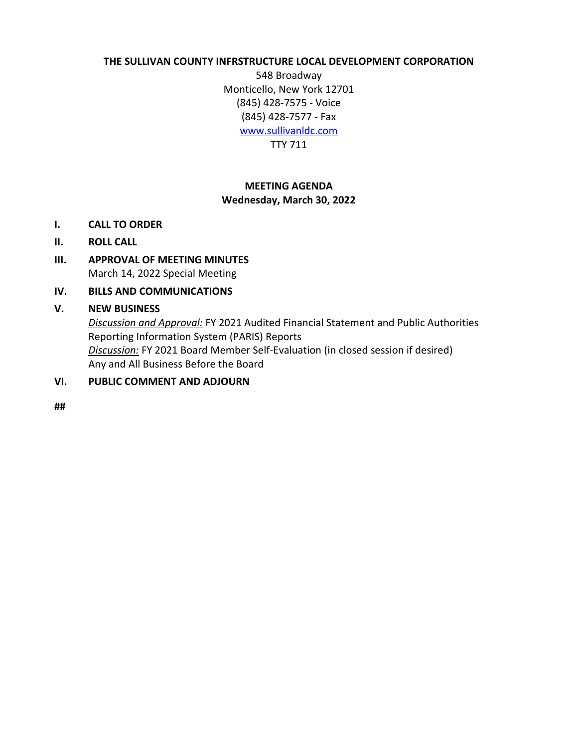**THE SULLIVAN COUNTY INFRSTRUCTURE LOCAL DEVELOPMENT CORPORATION**

548 Broadway
Monticello, New York 12701
(845) 428-7575 - Voice
(845) 428-7577 - Fax
www.sullivanldc.com
TTY 711

**MEETING AGENDA**
**Wednesday, March 30, 2022**

**I. CALL TO ORDER**

**II. ROLL CALL**

**III. APPROVAL OF MEETING MINUTES**
March 14, 2022 Special Meeting

**IV. BILLS AND COMMUNICATIONS**

**V. NEW BUSINESS**
*Discussion and Approval:* FY 2021 Audited Financial Statement and Public Authorities Reporting Information System (PARIS) Reports
*Discussion:* FY 2021 Board Member Self-Evaluation (in closed session if desired)
Any and All Business Before the Board

**VI. PUBLIC COMMENT AND ADJOURN**

**##**